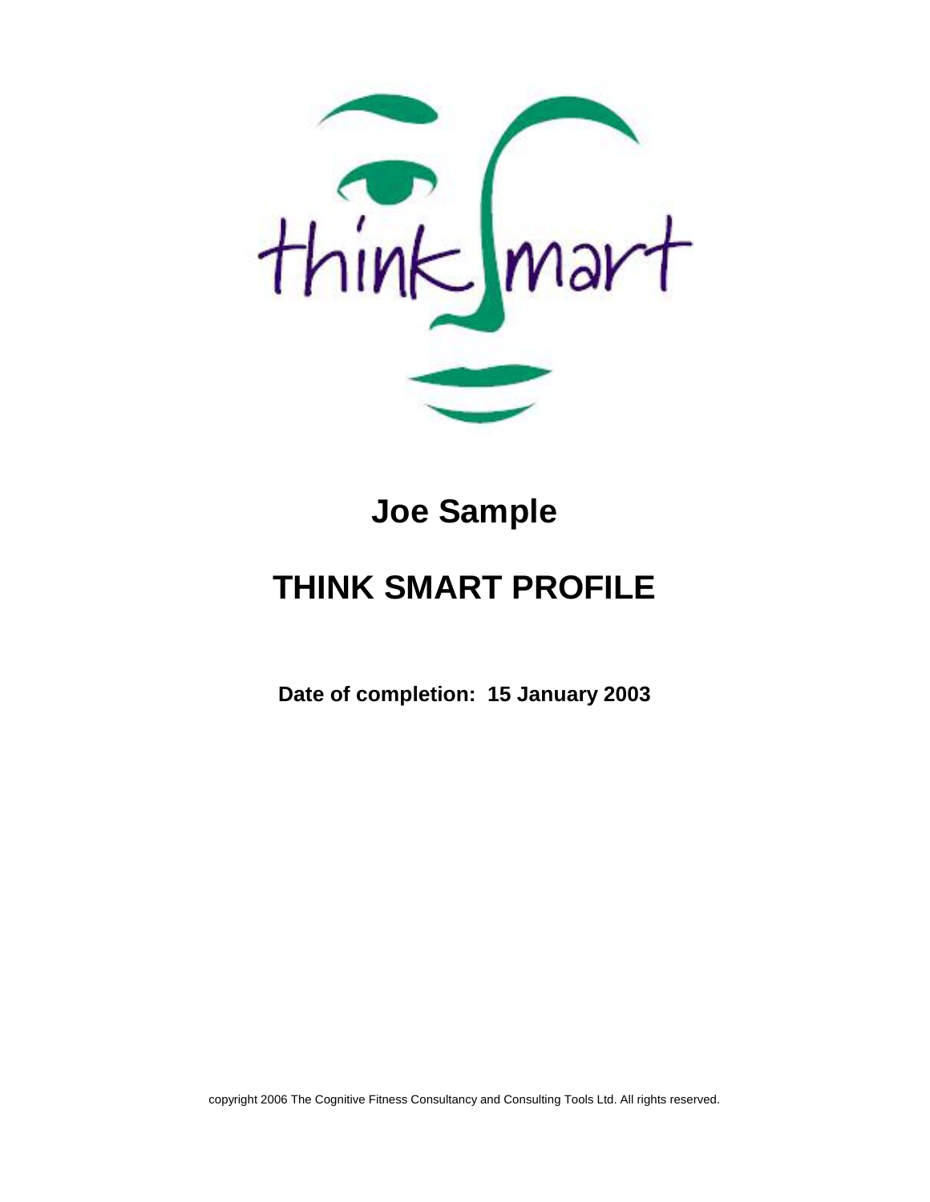# Joe Sample

# THINK SMART PROFILE

**Date of completion: 15 January 2003**

copyright 2006 The Cognitive Fitness Consultancy and Consulting Tools Ltd. All rights reserved.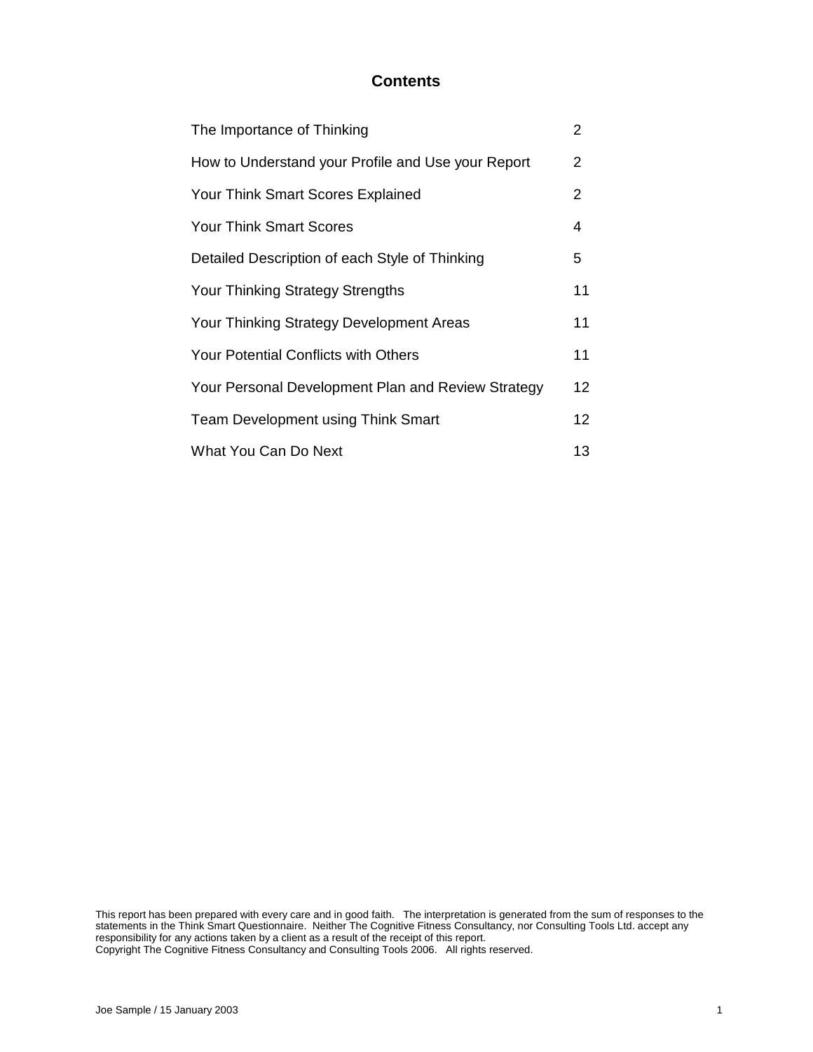# Contents

| | |
|---|---|
| The Importance of Thinking | 2 |
| How to Understand your Profile and Use your Report | 2 |
| Your Think Smart Scores Explained | 2 |
| Your Think Smart Scores | 4 |
| Detailed Description of each Style of Thinking | 5 |
| Your Thinking Strategy Strengths | 11 |
| Your Thinking Strategy Development Areas | 11 |
| Your Potential Conflicts with Others | 11 |
| Your Personal Development Plan and Review Strategy | 12 |
| Team Development using Think Smart | 12 |
| What You Can Do Next | 13 |

This report has been prepared with every care and in good faith. The interpretation is generated from the sum of responses to the statements in the Think Smart Questionnaire. Neither The Cognitive Fitness Consultancy, nor Consulting Tools Ltd. accept any responsibility for any actions taken by a client as a result of the receipt of this report.
Copyright The Cognitive Fitness Consultancy and Consulting Tools 2006. All rights reserved.

Joe Sample / 15 January 2003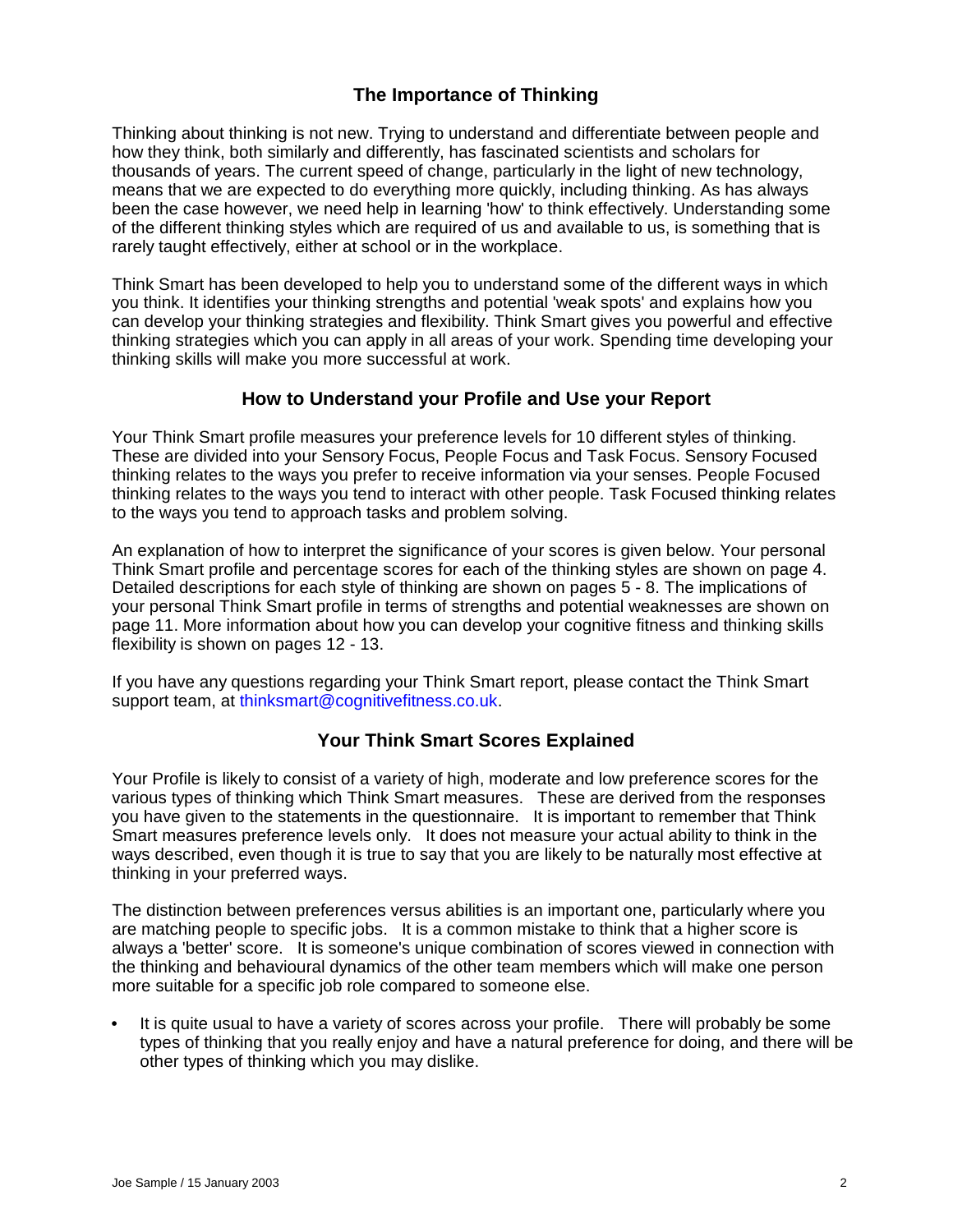## The Importance of Thinking

Thinking about thinking is not new. Trying to understand and differentiate between people and how they think, both similarly and differently, has fascinated scientists and scholars for thousands of years. The current speed of change, particularly in the light of new technology, means that we are expected to do everything more quickly, including thinking. As has always been the case however, we need help in learning 'how' to think effectively. Understanding some of the different thinking styles which are required of us and available to us, is something that is rarely taught effectively, either at school or in the workplace.

Think Smart has been developed to help you to understand some of the different ways in which you think. It identifies your thinking strengths and potential 'weak spots' and explains how you can develop your thinking strategies and flexibility. Think Smart gives you powerful and effective thinking strategies which you can apply in all areas of your work. Spending time developing your thinking skills will make you more successful at work.

## How to Understand your Profile and Use your Report

Your Think Smart profile measures your preference levels for 10 different styles of thinking. These are divided into your Sensory Focus, People Focus and Task Focus. Sensory Focused thinking relates to the ways you prefer to receive information via your senses. People Focused thinking relates to the ways you tend to interact with other people. Task Focused thinking relates to the ways you tend to approach tasks and problem solving.

An explanation of how to interpret the significance of your scores is given below. Your personal Think Smart profile and percentage scores for each of the thinking styles are shown on page 4. Detailed descriptions for each style of thinking are shown on pages 5 - 8. The implications of your personal Think Smart profile in terms of strengths and potential weaknesses are shown on page 11. More information about how you can develop your cognitive fitness and thinking skills flexibility is shown on pages 12 - 13.

If you have any questions regarding your Think Smart report, please contact the Think Smart support team, at thinksmart@cognitivefitness.co.uk.

## Your Think Smart Scores Explained

Your Profile is likely to consist of a variety of high, moderate and low preference scores for the various types of thinking which Think Smart measures. These are derived from the responses you have given to the statements in the questionnaire. It is important to remember that Think Smart measures preference levels only. It does not measure your actual ability to think in the ways described, even though it is true to say that you are likely to be naturally most effective at thinking in your preferred ways.

The distinction between preferences versus abilities is an important one, particularly where you are matching people to specific jobs. It is a common mistake to think that a higher score is always a 'better' score. It is someone's unique combination of scores viewed in connection with the thinking and behavioural dynamics of the other team members which will make one person more suitable for a specific job role compared to someone else.

- It is quite usual to have a variety of scores across your profile. There will probably be some types of thinking that you really enjoy and have a natural preference for doing, and there will be other types of thinking which you may dislike.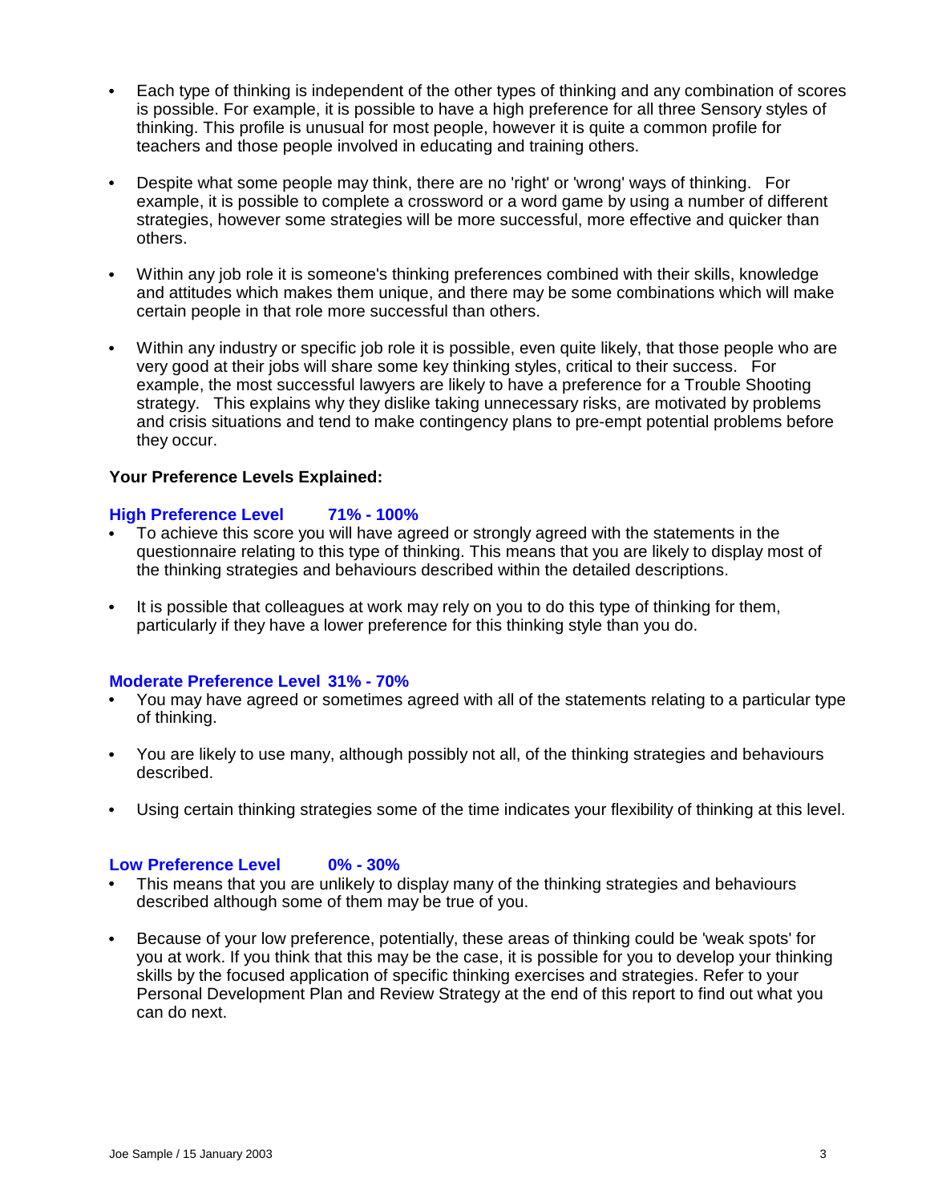- Each type of thinking is independent of the other types of thinking and any combination of scores is possible. For example, it is possible to have a high preference for all three Sensory styles of thinking. This profile is unusual for most people, however it is quite a common profile for teachers and those people involved in educating and training others.

- Despite what some people may think, there are no 'right' or 'wrong' ways of thinking. For example, it is possible to complete a crossword or a word game by using a number of different strategies, however some strategies will be more successful, more effective and quicker than others.

- Within any job role it is someone's thinking preferences combined with their skills, knowledge and attitudes which makes them unique, and there may be some combinations which will make certain people in that role more successful than others.

- Within any industry or specific job role it is possible, even quite likely, that those people who are very good at their jobs will share some key thinking styles, critical to their success. For example, the most successful lawyers are likely to have a preference for a Trouble Shooting strategy. This explains why they dislike taking unnecessary risks, are motivated by problems and crisis situations and tend to make contingency plans to pre-empt potential problems before they occur.

**Your Preference Levels Explained:**

**High Preference Level 71% - 100%**

- To achieve this score you will have agreed or strongly agreed with the statements in the questionnaire relating to this type of thinking. This means that you are likely to display most of the thinking strategies and behaviours described within the detailed descriptions.

- It is possible that colleagues at work may rely on you to do this type of thinking for them, particularly if they have a lower preference for this thinking style than you do.

**Moderate Preference Level 31% - 70%**

- You may have agreed or sometimes agreed with all of the statements relating to a particular type of thinking.

- You are likely to use many, although possibly not all, of the thinking strategies and behaviours described.

- Using certain thinking strategies some of the time indicates your flexibility of thinking at this level.

**Low Preference Level 0% - 30%**

- This means that you are unlikely to display many of the thinking strategies and behaviours described although some of them may be true of you.

- Because of your low preference, potentially, these areas of thinking could be 'weak spots' for you at work. If you think that this may be the case, it is possible for you to develop your thinking skills by the focused application of specific thinking exercises and strategies. Refer to your Personal Development Plan and Review Strategy at the end of this report to find out what you can do next.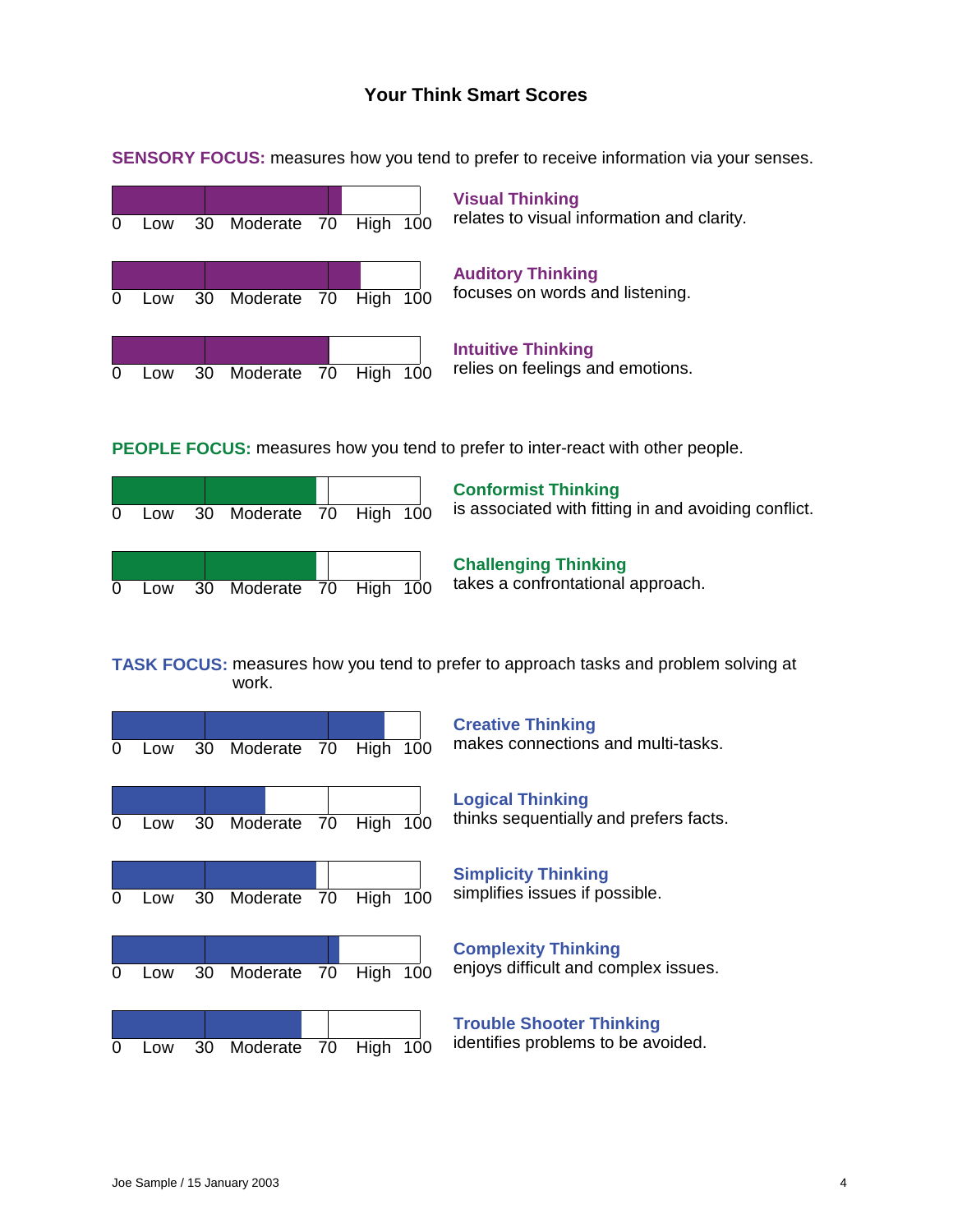## Your Think Smart Scores

**SENSORY FOCUS:** measures how you tend to prefer to receive information via your senses.

0 Low 30 Moderate 70 High 100

**Visual Thinking**
relates to visual information and clarity.

0 Low 30 Moderate 70 High 100

**Auditory Thinking**
focuses on words and listening.

0 Low 30 Moderate 70 High 100

**Intuitive Thinking**
relies on feelings and emotions.

**PEOPLE FOCUS:** measures how you tend to prefer to inter-react with other people.

0 Low 30 Moderate 70 High 100

**Conformist Thinking**
is associated with fitting in and avoiding conflict.

0 Low 30 Moderate 70 High 100

**Challenging Thinking**
takes a confrontational approach.

**TASK FOCUS:** measures how you tend to prefer to approach tasks and problem solving at work.

0 Low 30 Moderate 70 High 100

**Creative Thinking**
makes connections and multi-tasks.

0 Low 30 Moderate 70 High 100

**Logical Thinking**
thinks sequentially and prefers facts.

0 Low 30 Moderate 70 High 100

**Simplicity Thinking**
simplifies issues if possible.

0 Low 30 Moderate 70 High 100

**Complexity Thinking**
enjoys difficult and complex issues.

0 Low 30 Moderate 70 High 100

**Trouble Shooter Thinking**
identifies problems to be avoided.

Joe Sample / 15 January 2003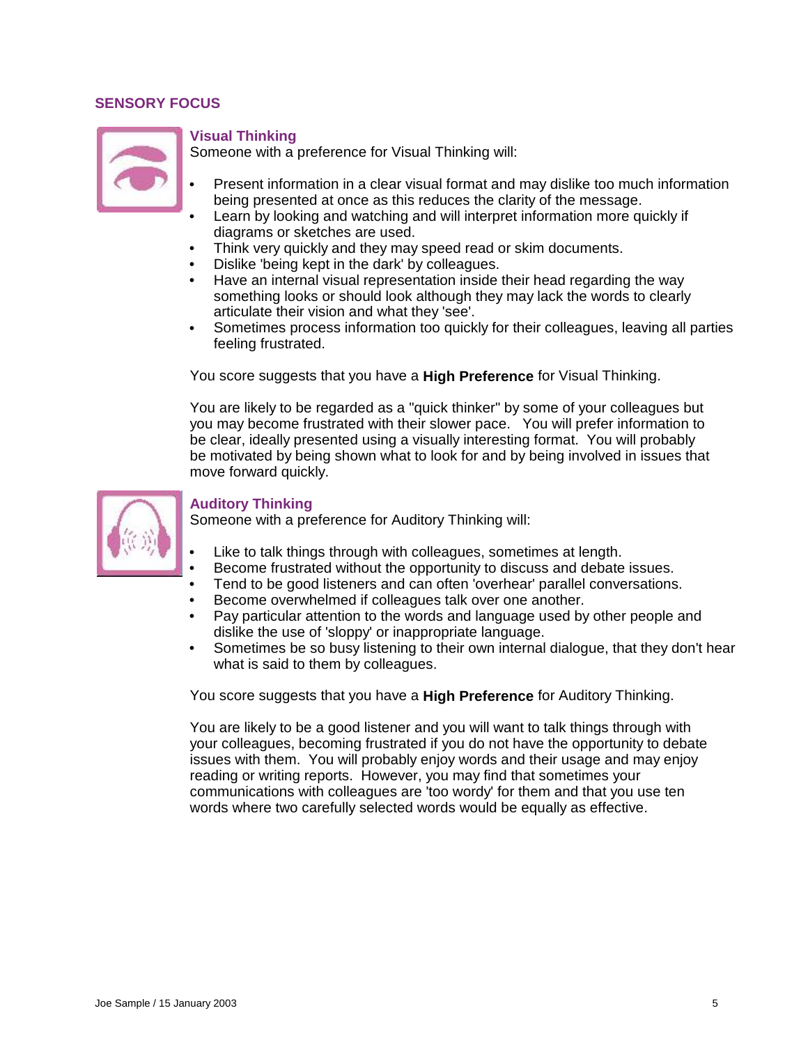## SENSORY FOCUS

### Visual Thinking

Someone with a preference for Visual Thinking will:

- Present information in a clear visual format and may dislike too much information being presented at once as this reduces the clarity of the message.
- Learn by looking and watching and will interpret information more quickly if diagrams or sketches are used.
- Think very quickly and they may speed read or skim documents.
- Dislike 'being kept in the dark' by colleagues.
- Have an internal visual representation inside their head regarding the way something looks or should look although they may lack the words to clearly articulate their vision and what they 'see'.
- Sometimes process information too quickly for their colleagues, leaving all parties feeling frustrated.

You score suggests that you have a **High Preference** for Visual Thinking.

You are likely to be regarded as a "quick thinker" by some of your colleagues but you may become frustrated with their slower pace. You will prefer information to be clear, ideally presented using a visually interesting format. You will probably be motivated by being shown what to look for and by being involved in issues that move forward quickly.

### Auditory Thinking

Someone with a preference for Auditory Thinking will:

- Like to talk things through with colleagues, sometimes at length.
- Become frustrated without the opportunity to discuss and debate issues.
- Tend to be good listeners and can often 'overhear' parallel conversations.
- Become overwhelmed if colleagues talk over one another.
- Pay particular attention to the words and language used by other people and dislike the use of 'sloppy' or inappropriate language.
- Sometimes be so busy listening to their own internal dialogue, that they don't hear what is said to them by colleagues.

You score suggests that you have a **High Preference** for Auditory Thinking.

You are likely to be a good listener and you will want to talk things through with your colleagues, becoming frustrated if you do not have the opportunity to debate issues with them. You will probably enjoy words and their usage and may enjoy reading or writing reports. However, you may find that sometimes your communications with colleagues are 'too wordy' for them and that you use ten words where two carefully selected words would be equally as effective.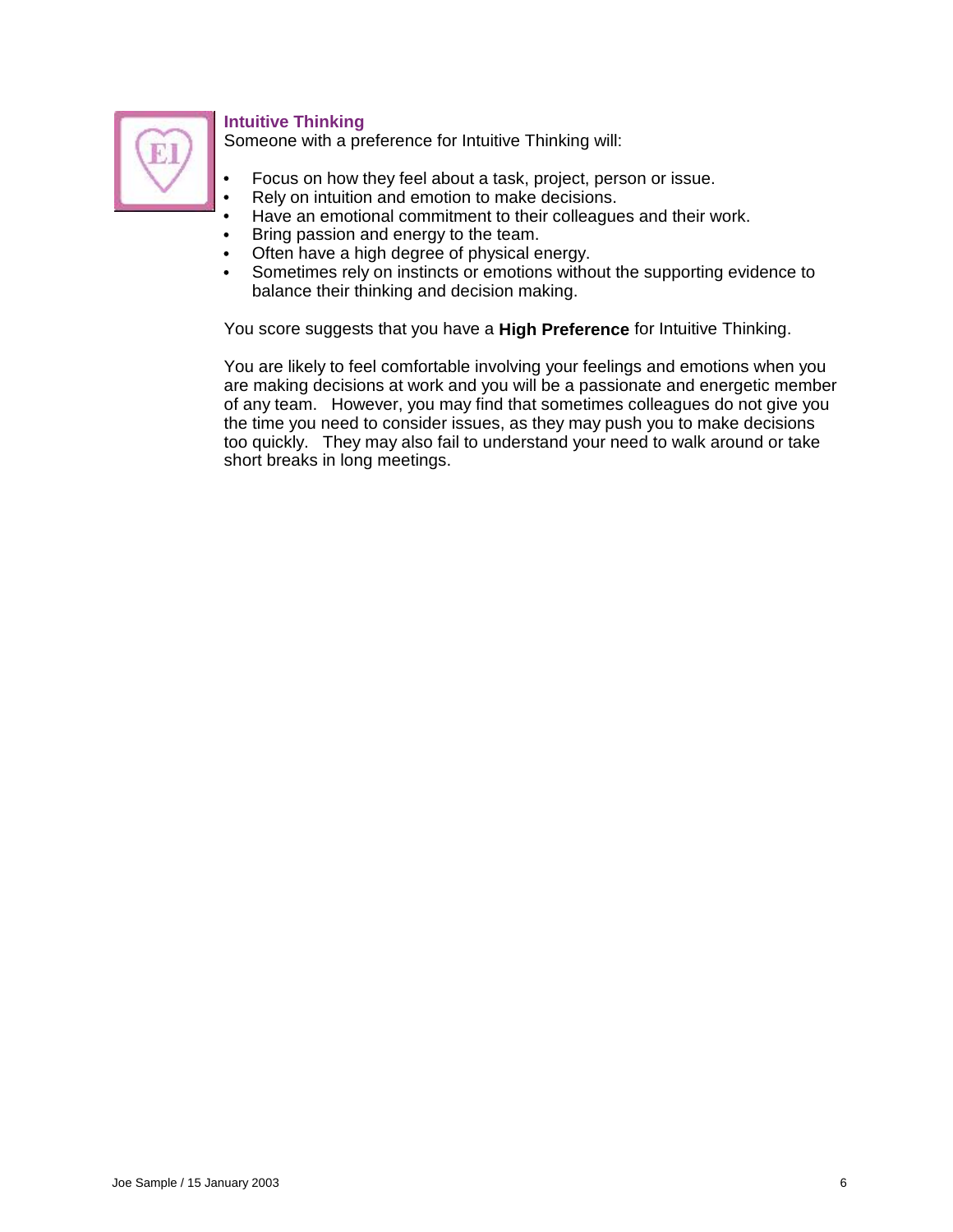### Intuitive Thinking

Someone with a preference for Intuitive Thinking will:

- Focus on how they feel about a task, project, person or issue.
- Rely on intuition and emotion to make decisions.
- Have an emotional commitment to their colleagues and their work.
- Bring passion and energy to the team.
- Often have a high degree of physical energy.
- Sometimes rely on instincts or emotions without the supporting evidence to balance their thinking and decision making.

You score suggests that you have a **High Preference** for Intuitive Thinking.

You are likely to feel comfortable involving your feelings and emotions when you are making decisions at work and you will be a passionate and energetic member of any team. However, you may find that sometimes colleagues do not give you the time you need to consider issues, as they may push you to make decisions too quickly. They may also fail to understand your need to walk around or take short breaks in long meetings.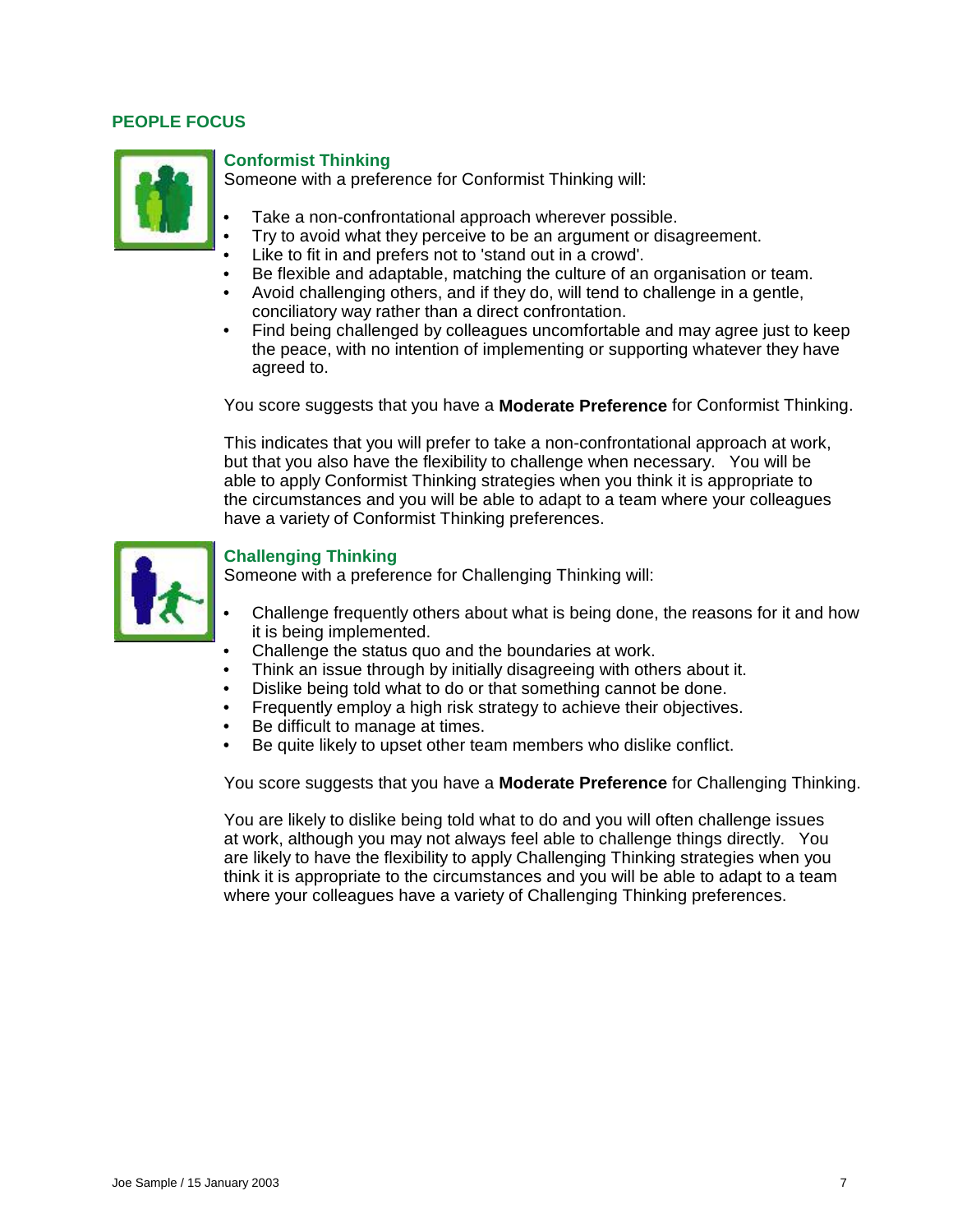## PEOPLE FOCUS

### Conformist Thinking

Someone with a preference for Conformist Thinking will:

- Take a non-confrontational approach wherever possible.
- Try to avoid what they perceive to be an argument or disagreement.
- Like to fit in and prefers not to 'stand out in a crowd'.
- Be flexible and adaptable, matching the culture of an organisation or team.
- Avoid challenging others, and if they do, will tend to challenge in a gentle, conciliatory way rather than a direct confrontation.
- Find being challenged by colleagues uncomfortable and may agree just to keep the peace, with no intention of implementing or supporting whatever they have agreed to.

You score suggests that you have a **Moderate Preference** for Conformist Thinking.

This indicates that you will prefer to take a non-confrontational approach at work, but that you also have the flexibility to challenge when necessary. You will be able to apply Conformist Thinking strategies when you think it is appropriate to the circumstances and you will be able to adapt to a team where your colleagues have a variety of Conformist Thinking preferences.

### Challenging Thinking

Someone with a preference for Challenging Thinking will:

- Challenge frequently others about what is being done, the reasons for it and how it is being implemented.
- Challenge the status quo and the boundaries at work.
- Think an issue through by initially disagreeing with others about it.
- Dislike being told what to do or that something cannot be done.
- Frequently employ a high risk strategy to achieve their objectives.
- Be difficult to manage at times.
- Be quite likely to upset other team members who dislike conflict.

You score suggests that you have a **Moderate Preference** for Challenging Thinking.

You are likely to dislike being told what to do and you will often challenge issues at work, although you may not always feel able to challenge things directly. You are likely to have the flexibility to apply Challenging Thinking strategies when you think it is appropriate to the circumstances and you will be able to adapt to a team where your colleagues have a variety of Challenging Thinking preferences.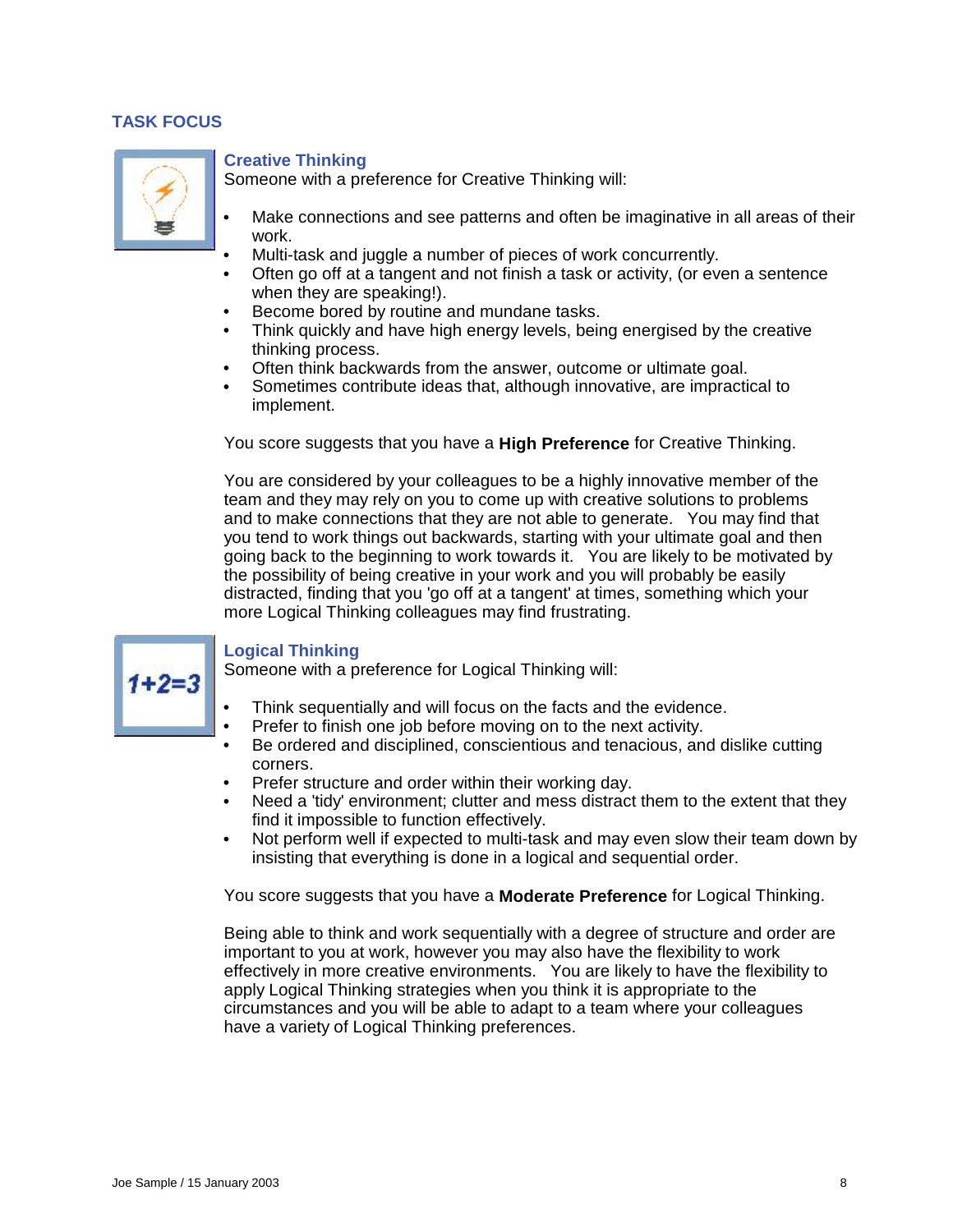## TASK FOCUS

### Creative Thinking

Someone with a preference for Creative Thinking will:

- Make connections and see patterns and often be imaginative in all areas of their work.
- Multi-task and juggle a number of pieces of work concurrently.
- Often go off at a tangent and not finish a task or activity, (or even a sentence when they are speaking!).
- Become bored by routine and mundane tasks.
- Think quickly and have high energy levels, being energised by the creative thinking process.
- Often think backwards from the answer, outcome or ultimate goal.
- Sometimes contribute ideas that, although innovative, are impractical to implement.

You score suggests that you have a **High Preference** for Creative Thinking.

You are considered by your colleagues to be a highly innovative member of the team and they may rely on you to come up with creative solutions to problems and to make connections that they are not able to generate. You may find that you tend to work things out backwards, starting with your ultimate goal and then going back to the beginning to work towards it. You are likely to be motivated by the possibility of being creative in your work and you will probably be easily distracted, finding that you 'go off at a tangent' at times, something which your more Logical Thinking colleagues may find frustrating.

### Logical Thinking

Someone with a preference for Logical Thinking will:

- Think sequentially and will focus on the facts and the evidence.
- Prefer to finish one job before moving on to the next activity.
- Be ordered and disciplined, conscientious and tenacious, and dislike cutting corners.
- Prefer structure and order within their working day.
- Need a 'tidy' environment; clutter and mess distract them to the extent that they find it impossible to function effectively.
- Not perform well if expected to multi-task and may even slow their team down by insisting that everything is done in a logical and sequential order.

You score suggests that you have a **Moderate Preference** for Logical Thinking.

Being able to think and work sequentially with a degree of structure and order are important to you at work, however you may also have the flexibility to work effectively in more creative environments. You are likely to have the flexibility to apply Logical Thinking strategies when you think it is appropriate to the circumstances and you will be able to adapt to a team where your colleagues have a variety of Logical Thinking preferences.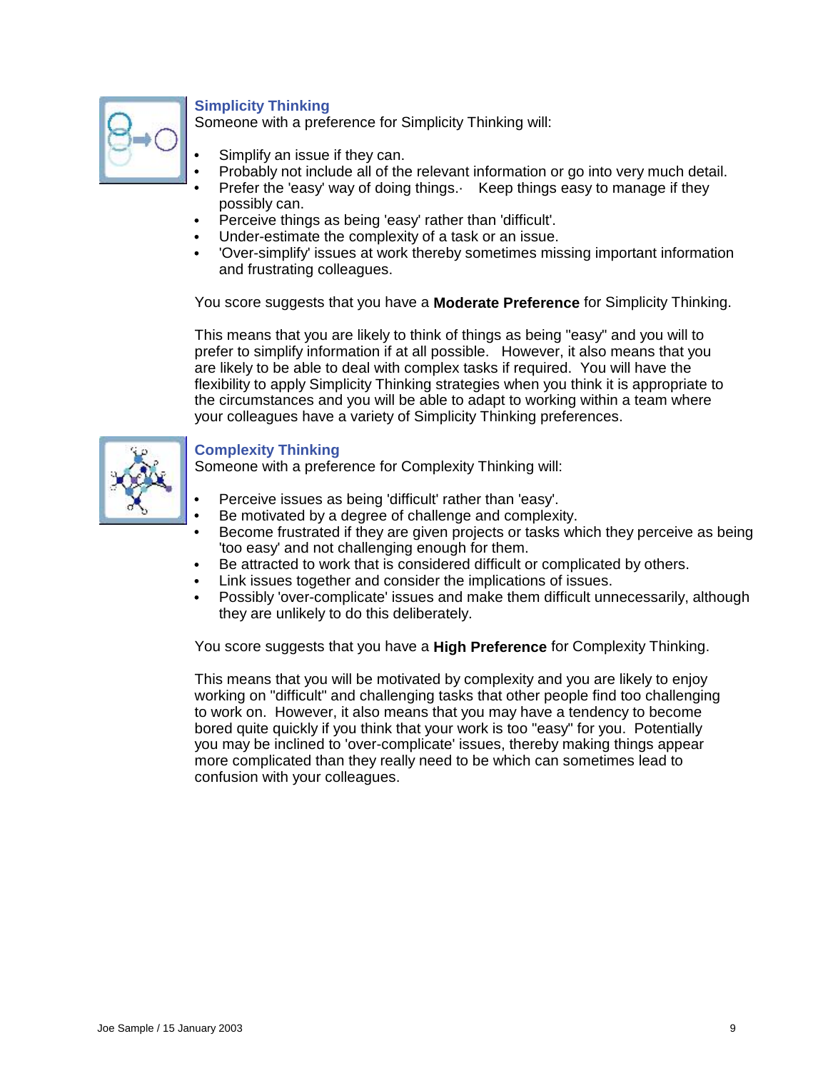### Simplicity Thinking

Someone with a preference for Simplicity Thinking will:

- Simplify an issue if they can.
- Probably not include all of the relevant information or go into very much detail.
- Prefer the 'easy' way of doing things.· Keep things easy to manage if they possibly can.
- Perceive things as being 'easy' rather than 'difficult'.
- Under-estimate the complexity of a task or an issue.
- 'Over-simplify' issues at work thereby sometimes missing important information and frustrating colleagues.

You score suggests that you have a **Moderate Preference** for Simplicity Thinking.

This means that you are likely to think of things as being "easy" and you will to prefer to simplify information if at all possible. However, it also means that you are likely to be able to deal with complex tasks if required. You will have the flexibility to apply Simplicity Thinking strategies when you think it is appropriate to the circumstances and you will be able to adapt to working within a team where your colleagues have a variety of Simplicity Thinking preferences.

### Complexity Thinking

Someone with a preference for Complexity Thinking will:

- Perceive issues as being 'difficult' rather than 'easy'.
- Be motivated by a degree of challenge and complexity.
- Become frustrated if they are given projects or tasks which they perceive as being 'too easy' and not challenging enough for them.
- Be attracted to work that is considered difficult or complicated by others.
- Link issues together and consider the implications of issues.
- Possibly 'over-complicate' issues and make them difficult unnecessarily, although they are unlikely to do this deliberately.

You score suggests that you have a **High Preference** for Complexity Thinking.

This means that you will be motivated by complexity and you are likely to enjoy working on "difficult" and challenging tasks that other people find too challenging to work on. However, it also means that you may have a tendency to become bored quite quickly if you think that your work is too "easy" for you. Potentially you may be inclined to 'over-complicate' issues, thereby making things appear more complicated than they really need to be which can sometimes lead to confusion with your colleagues.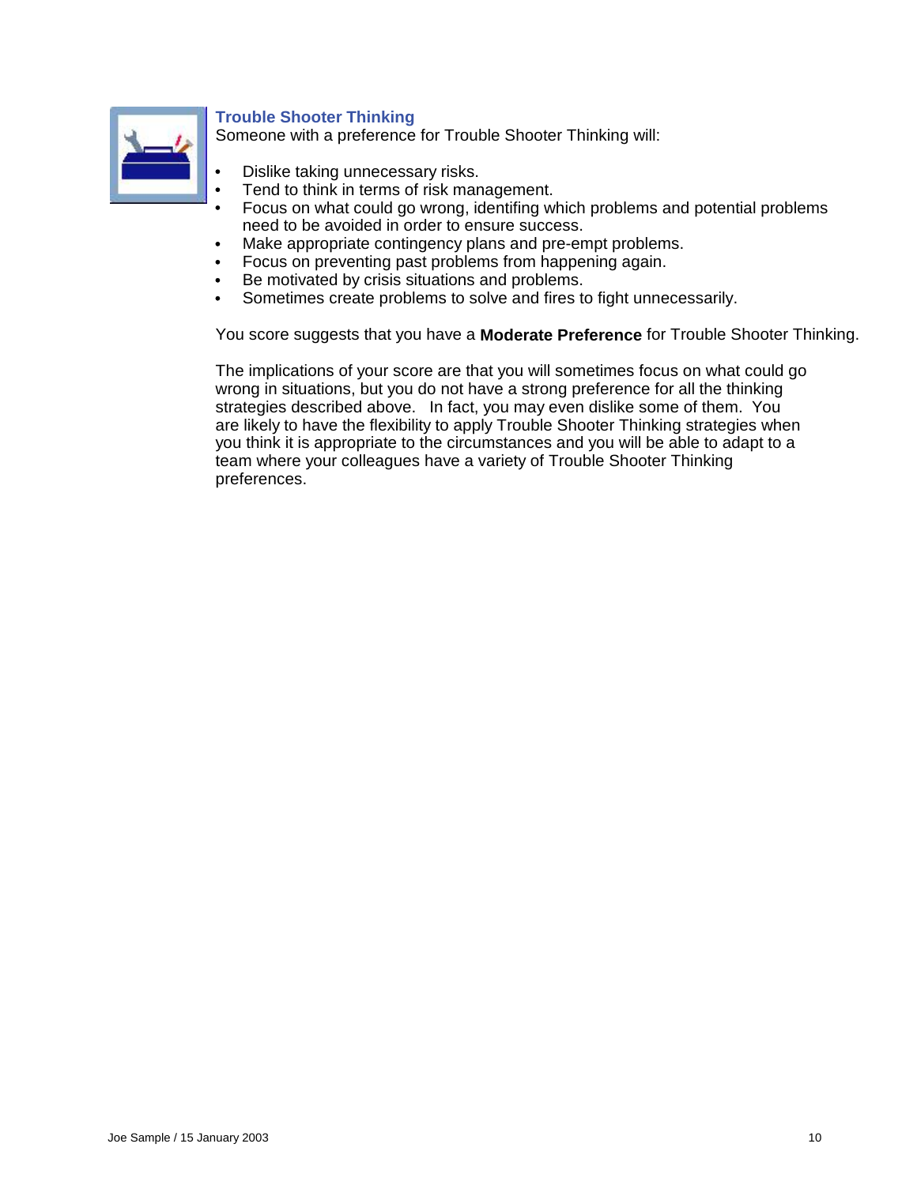### Trouble Shooter Thinking

Someone with a preference for Trouble Shooter Thinking will:

- Dislike taking unnecessary risks.
- Tend to think in terms of risk management.
- Focus on what could go wrong, identifing which problems and potential problems need to be avoided in order to ensure success.
- Make appropriate contingency plans and pre-empt problems.
- Focus on preventing past problems from happening again.
- Be motivated by crisis situations and problems.
- Sometimes create problems to solve and fires to fight unnecessarily.

You score suggests that you have a **Moderate Preference** for Trouble Shooter Thinking.

The implications of your score are that you will sometimes focus on what could go wrong in situations, but you do not have a strong preference for all the thinking strategies described above. In fact, you may even dislike some of them. You are likely to have the flexibility to apply Trouble Shooter Thinking strategies when you think it is appropriate to the circumstances and you will be able to adapt to a team where your colleagues have a variety of Trouble Shooter Thinking preferences.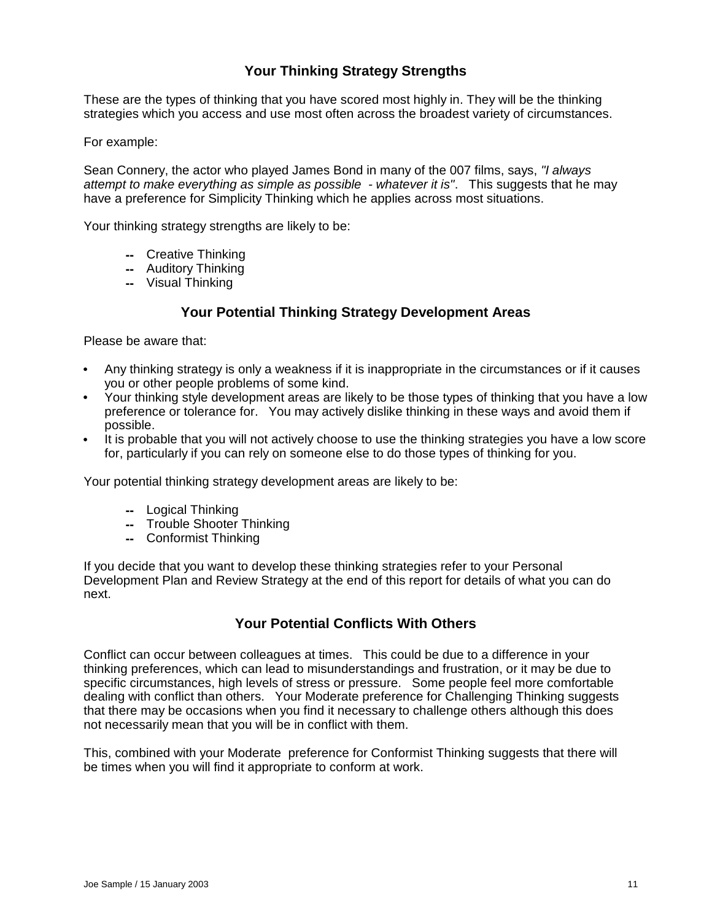## Your Thinking Strategy Strengths

These are the types of thinking that you have scored most highly in. They will be the thinking strategies which you access and use most often across the broadest variety of circumstances.

For example:

Sean Connery, the actor who played James Bond in many of the 007 films, says, *"I always attempt to make everything as simple as possible - whatever it is"*. This suggests that he may have a preference for Simplicity Thinking which he applies across most situations.

Your thinking strategy strengths are likely to be:

- Creative Thinking
- Auditory Thinking
- Visual Thinking

## Your Potential Thinking Strategy Development Areas

Please be aware that:

- Any thinking strategy is only a weakness if it is inappropriate in the circumstances or if it causes you or other people problems of some kind.
- Your thinking style development areas are likely to be those types of thinking that you have a low preference or tolerance for. You may actively dislike thinking in these ways and avoid them if possible.
- It is probable that you will not actively choose to use the thinking strategies you have a low score for, particularly if you can rely on someone else to do those types of thinking for you.

Your potential thinking strategy development areas are likely to be:

- Logical Thinking
- Trouble Shooter Thinking
- Conformist Thinking

If you decide that you want to develop these thinking strategies refer to your Personal Development Plan and Review Strategy at the end of this report for details of what you can do next.

## Your Potential Conflicts With Others

Conflict can occur between colleagues at times. This could be due to a difference in your thinking preferences, which can lead to misunderstandings and frustration, or it may be due to specific circumstances, high levels of stress or pressure. Some people feel more comfortable dealing with conflict than others. Your Moderate preference for Challenging Thinking suggests that there may be occasions when you find it necessary to challenge others although this does not necessarily mean that you will be in conflict with them.

This, combined with your Moderate preference for Conformist Thinking suggests that there will be times when you will find it appropriate to conform at work.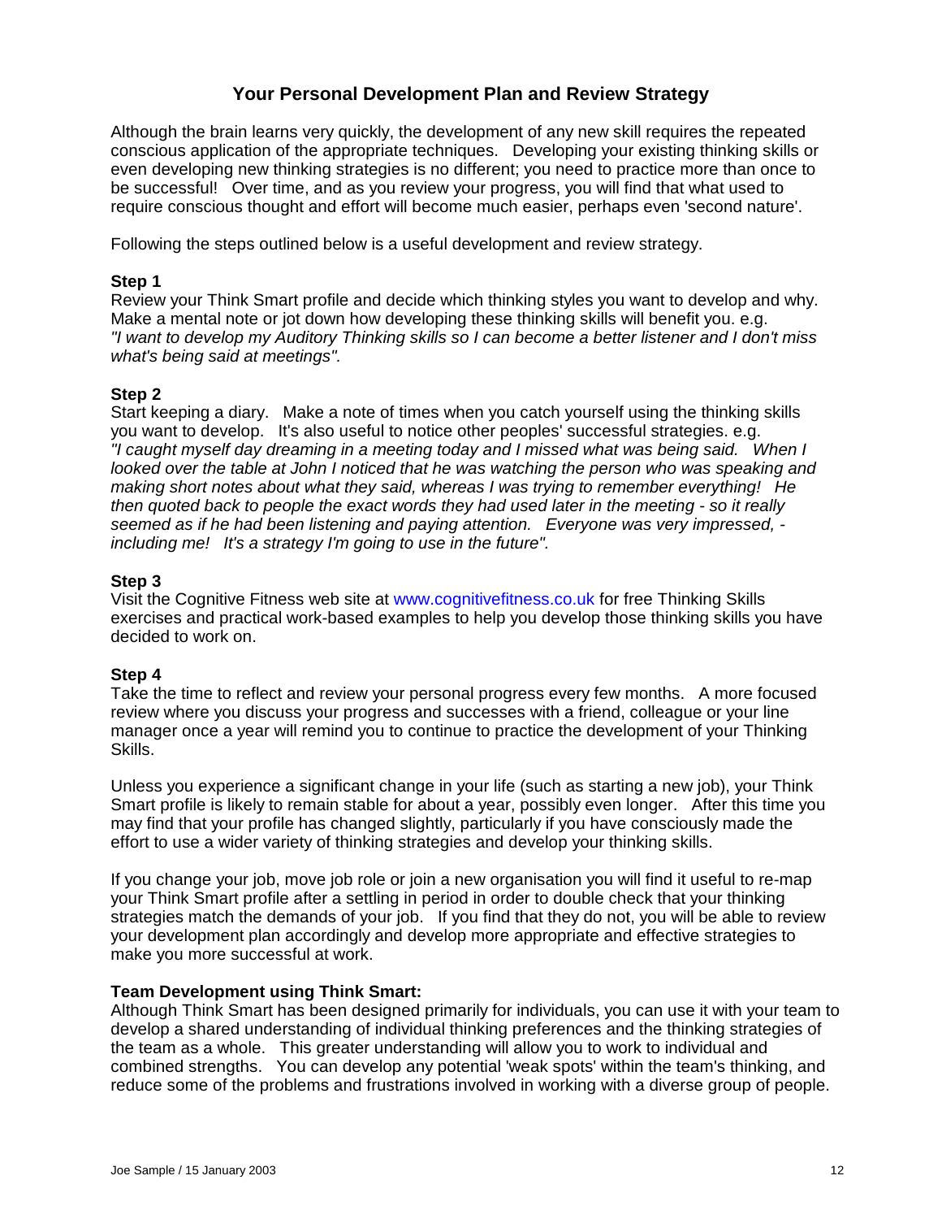# Your Personal Development Plan and Review Strategy

Although the brain learns very quickly, the development of any new skill requires the repeated conscious application of the appropriate techniques. Developing your existing thinking skills or even developing new thinking strategies is no different; you need to practice more than once to be successful! Over time, and as you review your progress, you will find that what used to require conscious thought and effort will become much easier, perhaps even 'second nature'.

Following the steps outlined below is a useful development and review strategy.

**Step 1**
Review your Think Smart profile and decide which thinking styles you want to develop and why. Make a mental note or jot down how developing these thinking skills will benefit you. e.g. *"I want to develop my Auditory Thinking skills so I can become a better listener and I don't miss what's being said at meetings".*

**Step 2**
Start keeping a diary. Make a note of times when you catch yourself using the thinking skills you want to develop. It's also useful to notice other peoples' successful strategies. e.g. *"I caught myself day dreaming in a meeting today and I missed what was being said. When I looked over the table at John I noticed that he was watching the person who was speaking and making short notes about what they said, whereas I was trying to remember everything! He then quoted back to people the exact words they had used later in the meeting - so it really seemed as if he had been listening and paying attention. Everyone was very impressed, - including me! It's a strategy I'm going to use in the future".*

**Step 3**
Visit the Cognitive Fitness web site at www.cognitivefitness.co.uk for free Thinking Skills exercises and practical work-based examples to help you develop those thinking skills you have decided to work on.

**Step 4**
Take the time to reflect and review your personal progress every few months. A more focused review where you discuss your progress and successes with a friend, colleague or your line manager once a year will remind you to continue to practice the development of your Thinking Skills.

Unless you experience a significant change in your life (such as starting a new job), your Think Smart profile is likely to remain stable for about a year, possibly even longer. After this time you may find that your profile has changed slightly, particularly if you have consciously made the effort to use a wider variety of thinking strategies and develop your thinking skills.

If you change your job, move job role or join a new organisation you will find it useful to re-map your Think Smart profile after a settling in period in order to double check that your thinking strategies match the demands of your job. If you find that they do not, you will be able to review your development plan accordingly and develop more appropriate and effective strategies to make you more successful at work.

**Team Development using Think Smart:**
Although Think Smart has been designed primarily for individuals, you can use it with your team to develop a shared understanding of individual thinking preferences and the thinking strategies of the team as a whole. This greater understanding will allow you to work to individual and combined strengths. You can develop any potential 'weak spots' within the team's thinking, and reduce some of the problems and frustrations involved in working with a diverse group of people.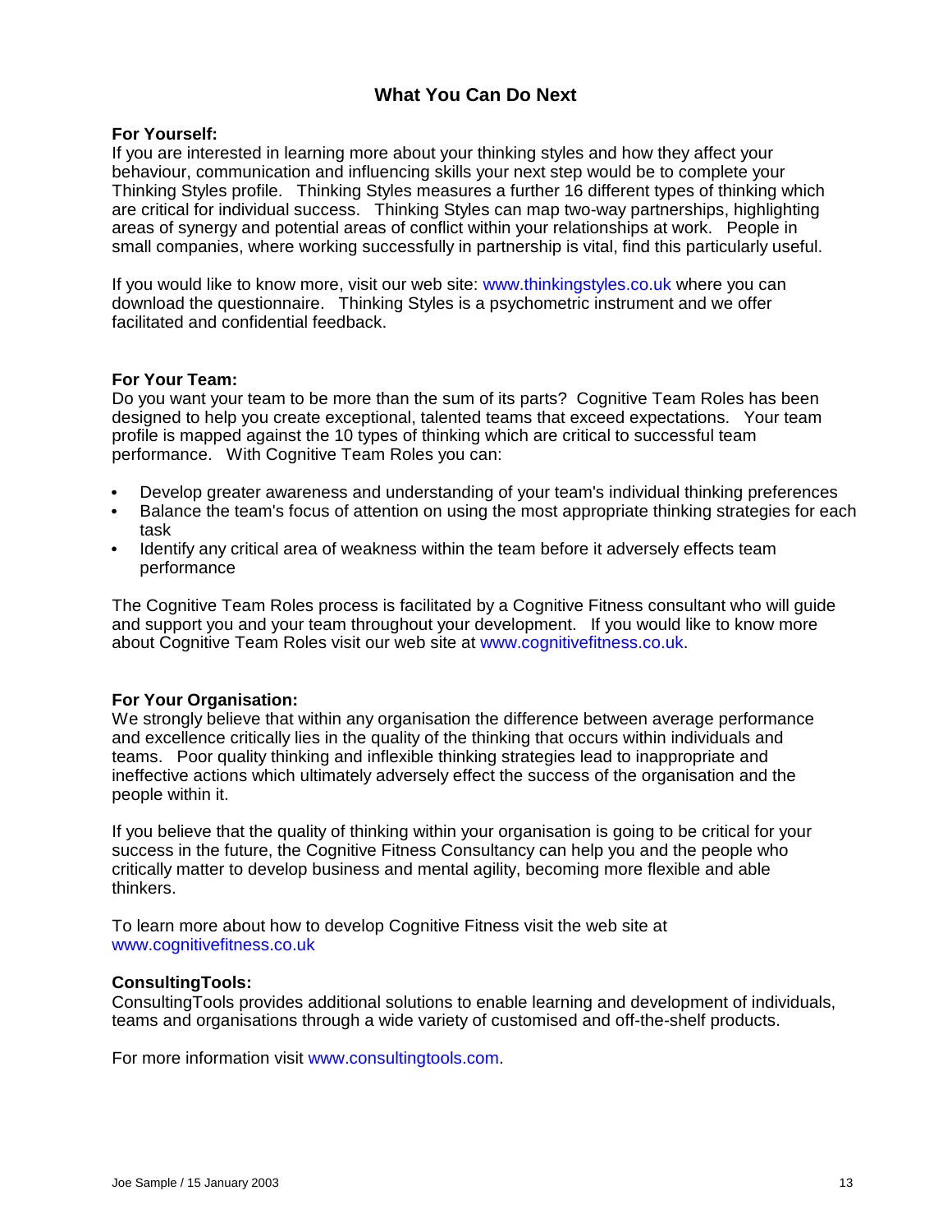## What You Can Do Next

**For Yourself:**
If you are interested in learning more about your thinking styles and how they affect your behaviour, communication and influencing skills your next step would be to complete your Thinking Styles profile. Thinking Styles measures a further 16 different types of thinking which are critical for individual success. Thinking Styles can map two-way partnerships, highlighting areas of synergy and potential areas of conflict within your relationships at work. People in small companies, where working successfully in partnership is vital, find this particularly useful.

If you would like to know more, visit our web site: www.thinkingstyles.co.uk where you can download the questionnaire. Thinking Styles is a psychometric instrument and we offer facilitated and confidential feedback.

**For Your Team:**
Do you want your team to be more than the sum of its parts? Cognitive Team Roles has been designed to help you create exceptional, talented teams that exceed expectations. Your team profile is mapped against the 10 types of thinking which are critical to successful team performance. With Cognitive Team Roles you can:

- Develop greater awareness and understanding of your team's individual thinking preferences
- Balance the team's focus of attention on using the most appropriate thinking strategies for each task
- Identify any critical area of weakness within the team before it adversely effects team performance

The Cognitive Team Roles process is facilitated by a Cognitive Fitness consultant who will guide and support you and your team throughout your development. If you would like to know more about Cognitive Team Roles visit our web site at www.cognitivefitness.co.uk.

**For Your Organisation:**
We strongly believe that within any organisation the difference between average performance and excellence critically lies in the quality of the thinking that occurs within individuals and teams. Poor quality thinking and inflexible thinking strategies lead to inappropriate and ineffective actions which ultimately adversely effect the success of the organisation and the people within it.

If you believe that the quality of thinking within your organisation is going to be critical for your success in the future, the Cognitive Fitness Consultancy can help you and the people who critically matter to develop business and mental agility, becoming more flexible and able thinkers.

To learn more about how to develop Cognitive Fitness visit the web site at www.cognitivefitness.co.uk

**ConsultingTools:**
ConsultingTools provides additional solutions to enable learning and development of individuals, teams and organisations through a wide variety of customised and off-the-shelf products.

For more information visit www.consultingtools.com.